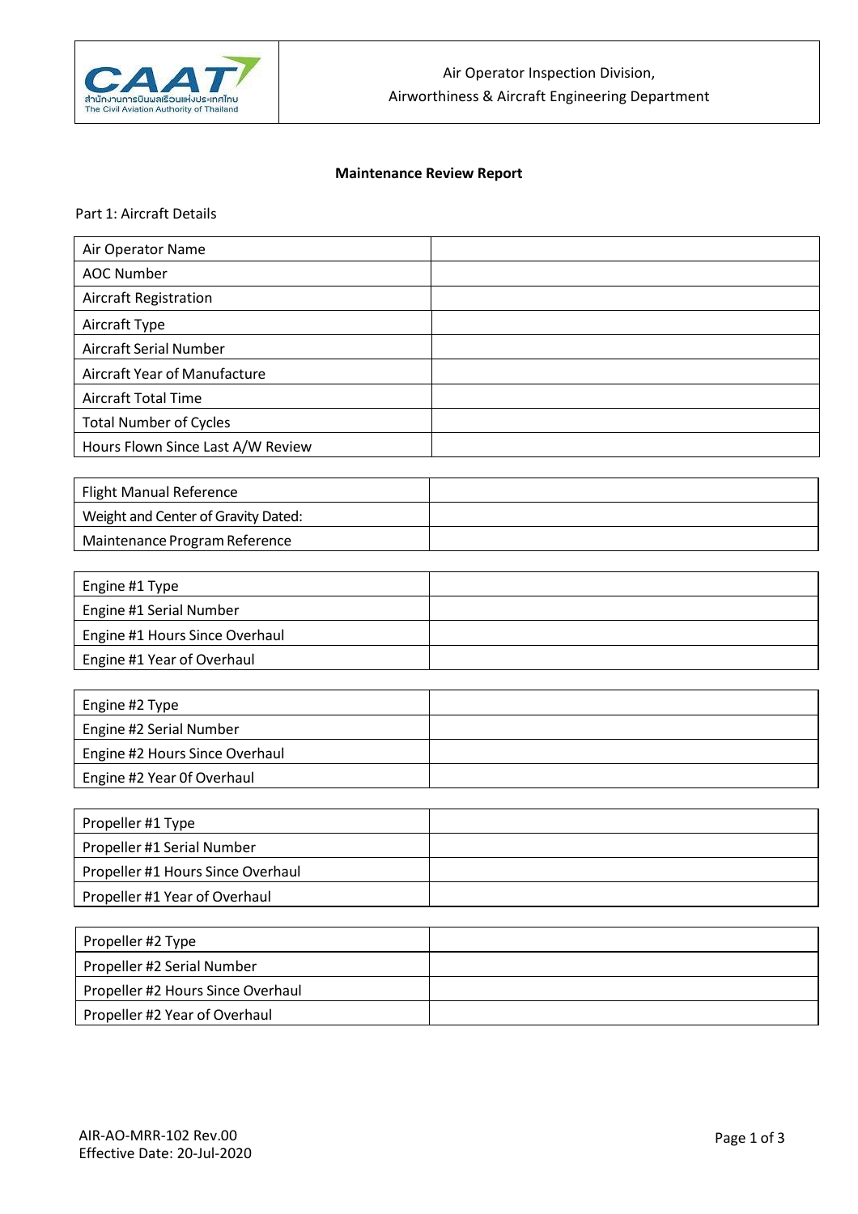Air Operator Inspection Division,
Airworthiness & Aircraft Engineering Department

**Maintenance Review Report**

Part 1: Aircraft Details

| Air Operator Name | |
|---|---|
| AOC Number | |
| Aircraft Registration | |
| Aircraft Type | |
| Aircraft Serial Number | |
| Aircraft Year of Manufacture | |
| Aircraft Total Time | |
| Total Number of Cycles | |
| Hours Flown Since Last A/W Review | |

| Flight Manual Reference | |
|---|---|
| Weight and Center of Gravity Dated: | |
| Maintenance Program Reference | |

| Engine #1 Type | |
|---|---|
| Engine #1 Serial Number | |
| Engine #1 Hours Since Overhaul | |
| Engine #1 Year of Overhaul | |

| Engine #2 Type | |
|---|---|
| Engine #2 Serial Number | |
| Engine #2 Hours Since Overhaul | |
| Engine #2 Year 0f Overhaul | |

| Propeller #1 Type | |
|---|---|
| Propeller #1 Serial Number | |
| Propeller #1 Hours Since Overhaul | |
| Propeller #1 Year of Overhaul | |

| Propeller #2 Type | |
|---|---|
| Propeller #2 Serial Number | |
| Propeller #2 Hours Since Overhaul | |
| Propeller #2 Year of Overhaul | |

AIR-AO-MRR-102 Rev.00
Effective Date: 20-Jul-2020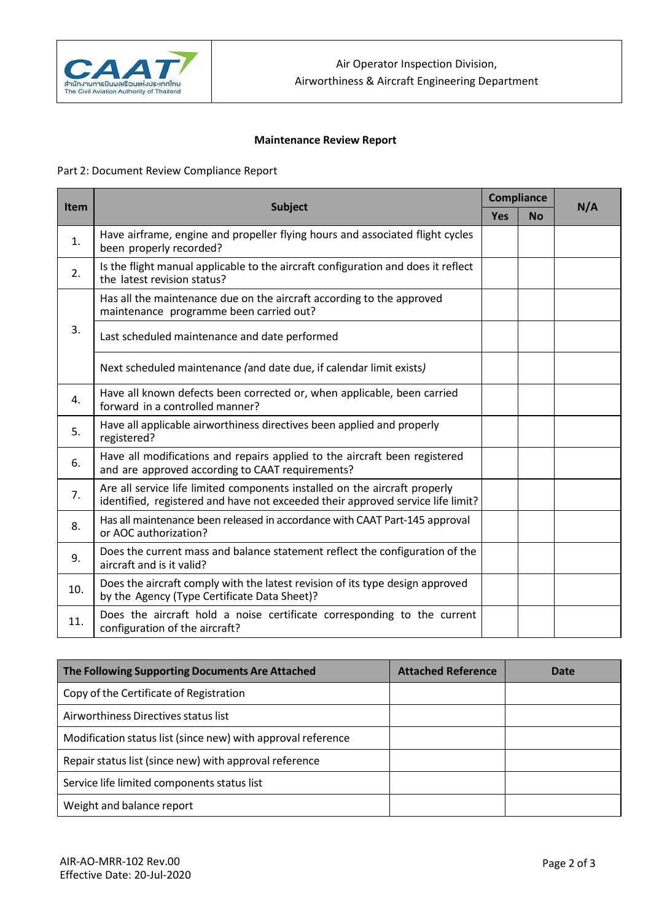Air Operator Inspection Division,
Airworthiness & Aircraft Engineering Department

**Maintenance Review Report**

Part 2: Document Review Compliance Report

| Item | Subject | Compliance | | N/A |
|---|---|---|---|---|
| | | Yes | No | |
| 1. | Have airframe, engine and propeller flying hours and associated flight cycles been properly recorded? | | | |
| 2. | Is the flight manual applicable to the aircraft configuration and does it reflect the latest revision status? | | | |
| 3. | Has all the maintenance due on the aircraft according to the approved maintenance programme been carried out? | | | |
| | Last scheduled maintenance and date performed | | | |
| | Next scheduled maintenance *(and date due, if calendar limit exists)* | | | |
| 4. | Have all known defects been corrected or, when applicable, been carried forward in a controlled manner? | | | |
| 5. | Have all applicable airworthiness directives been applied and properly registered? | | | |
| 6. | Have all modifications and repairs applied to the aircraft been registered and are approved according to CAAT requirements? | | | |
| 7. | Are all service life limited components installed on the aircraft properly identified, registered and have not exceeded their approved service life limit? | | | |
| 8. | Has all maintenance been released in accordance with CAAT Part-145 approval or AOC authorization? | | | |
| 9. | Does the current mass and balance statement reflect the configuration of the aircraft and is it valid? | | | |
| 10. | Does the aircraft comply with the latest revision of its type design approved by the Agency (Type Certificate Data Sheet)? | | | |
| 11. | Does the aircraft hold a noise certificate corresponding to the current configuration of the aircraft? | | | |

| The Following Supporting Documents Are Attached | Attached Reference | Date |
|---|---|---|
| Copy of the Certificate of Registration | | |
| Airworthiness Directives status list | | |
| Modification status list (since new) with approval reference | | |
| Repair status list (since new) with approval reference | | |
| Service life limited components status list | | |
| Weight and balance report | | |

AIR-AO-MRR-102 Rev.00
Effective Date: 20-Jul-2020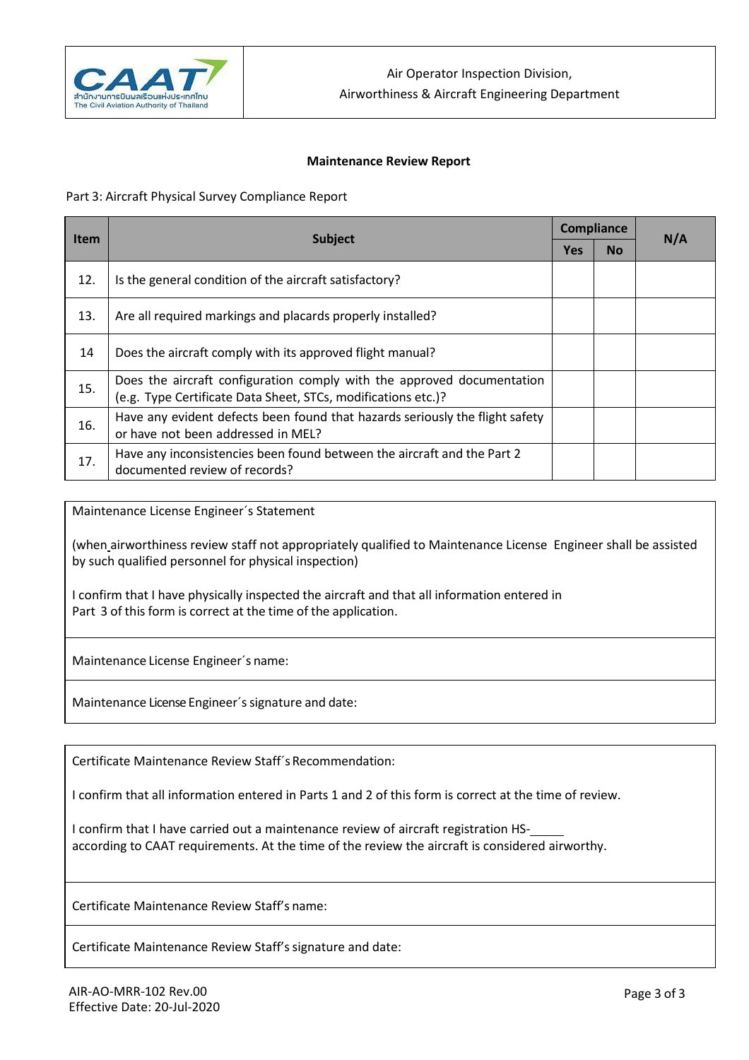Air Operator Inspection Division,
Airworthiness & Aircraft Engineering Department

**Maintenance Review Report**

Part 3: Aircraft Physical Survey Compliance Report

| Item | Subject | Compliance | | N/A |
|---|---|---|---|---|
| | | Yes | No | |
| 12. | Is the general condition of the aircraft satisfactory? | | | |
| 13. | Are all required markings and placards properly installed? | | | |
| 14 | Does the aircraft comply with its approved flight manual? | | | |
| 15. | Does the aircraft configuration comply with the approved documentation (e.g. Type Certificate Data Sheet, STCs, modifications etc.)? | | | |
| 16. | Have any evident defects been found that hazards seriously the flight safety or have not been addressed in MEL? | | | |
| 17. | Have any inconsistencies been found between the aircraft and the Part 2 documented review of records? | | | |

Maintenance License Engineer´s Statement

(when airworthiness review staff not appropriately qualified to Maintenance License Engineer shall be assisted by such qualified personnel for physical inspection)

I confirm that I have physically inspected the aircraft and that all information entered in Part 3 of this form is correct at the time of the application.

Maintenance License Engineer´s name:

Maintenance License Engineer´s signature and date:

Certificate Maintenance Review Staff´s Recommendation:

I confirm that all information entered in Parts 1 and 2 of this form is correct at the time of review.

I confirm that I have carried out a maintenance review of aircraft registration HS-_____ according to CAAT requirements. At the time of the review the aircraft is considered airworthy.

Certificate Maintenance Review Staff's name:

Certificate Maintenance Review Staff's signature and date:

AIR-AO-MRR-102 Rev.00
Effective Date: 20-Jul-2020